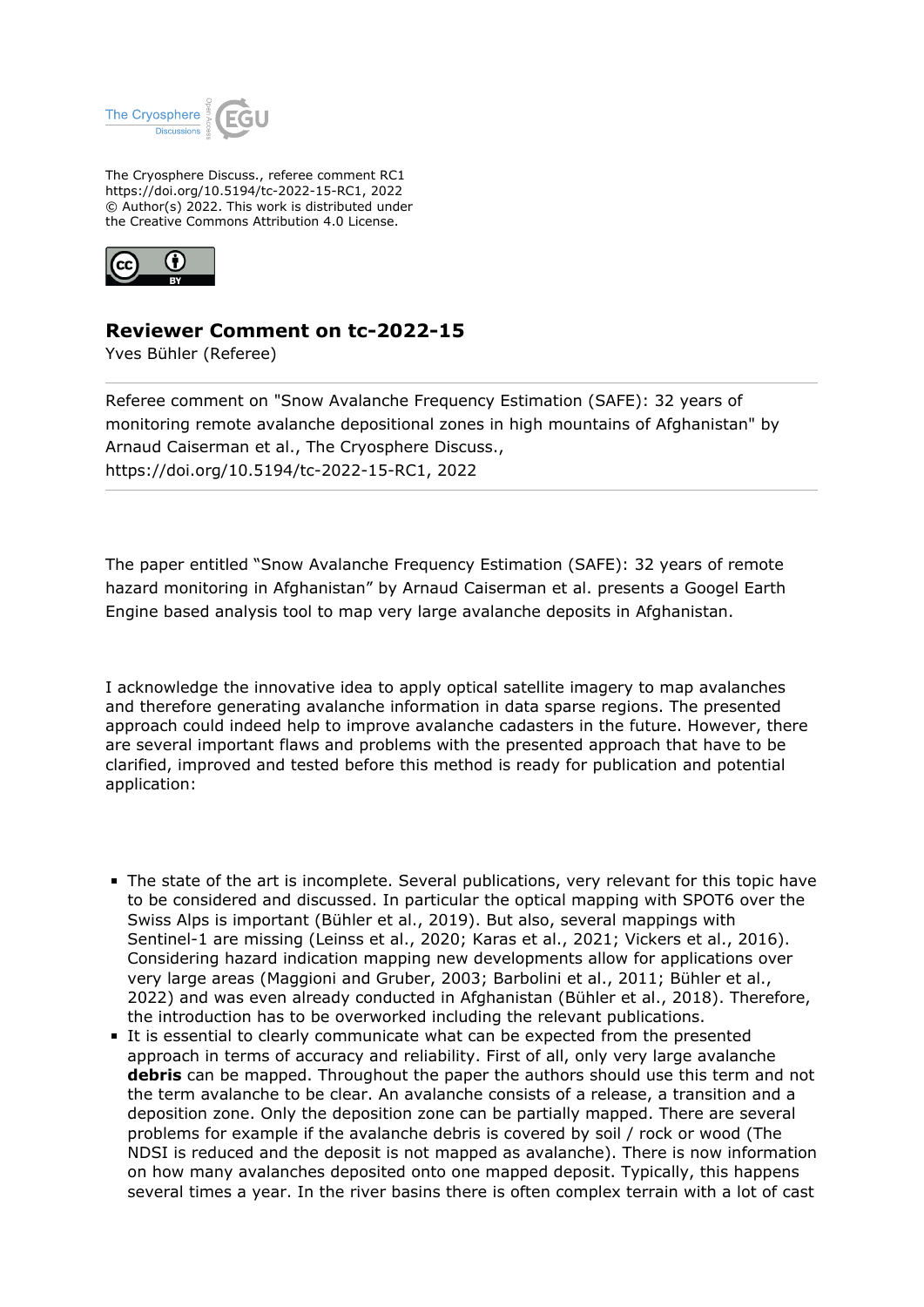The Cryosphere Discuss., referee comment RC1
https://doi.org/10.5194/tc-2022-15-RC1, 2022
© Author(s) 2022. This work is distributed under
the Creative Commons Attribution 4.0 License.

## Reviewer Comment on tc-2022-15

Yves Bühler (Referee)

Referee comment on "Snow Avalanche Frequency Estimation (SAFE): 32 years of monitoring remote avalanche depositional zones in high mountains of Afghanistan" by Arnaud Caiserman et al., The Cryosphere Discuss., https://doi.org/10.5194/tc-2022-15-RC1, 2022

---

The paper entitled "Snow Avalanche Frequency Estimation (SAFE): 32 years of remote hazard monitoring in Afghanistan" by Arnaud Caiserman et al. presents a Googel Earth Engine based analysis tool to map very large avalanche deposits in Afghanistan.

I acknowledge the innovative idea to apply optical satellite imagery to map avalanches and therefore generating avalanche information in data sparse regions. The presented approach could indeed help to improve avalanche cadasters in the future. However, there are several important flaws and problems with the presented approach that have to be clarified, improved and tested before this method is ready for publication and potential application:

- The state of the art is incomplete. Several publications, very relevant for this topic have to be considered and discussed. In particular the optical mapping with SPOT6 over the Swiss Alps is important (Bühler et al., 2019). But also, several mappings with Sentinel-1 are missing (Leinss et al., 2020; Karas et al., 2021; Vickers et al., 2016). Considering hazard indication mapping new developments allow for applications over very large areas (Maggioni and Gruber, 2003; Barbolini et al., 2011; Bühler et al., 2022) and was even already conducted in Afghanistan (Bühler et al., 2018). Therefore, the introduction has to be overworked including the relevant publications.
- It is essential to clearly communicate what can be expected from the presented approach in terms of accuracy and reliability. First of all, only very large avalanche **debris** can be mapped. Throughout the paper the authors should use this term and not the term avalanche to be clear. An avalanche consists of a release, a transition and a deposition zone. Only the deposition zone can be partially mapped. There are several problems for example if the avalanche debris is covered by soil / rock or wood (The NDSI is reduced and the deposit is not mapped as avalanche). There is now information on how many avalanches deposited onto one mapped deposit. Typically, this happens several times a year. In the river basins there is often complex terrain with a lot of cast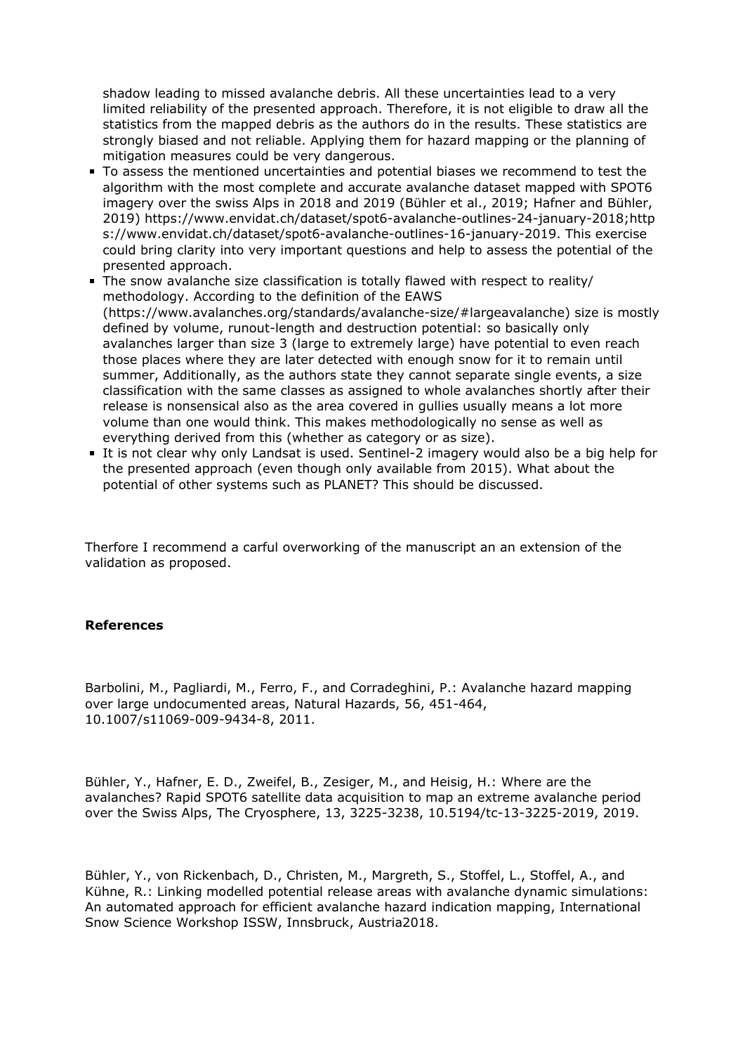shadow leading to missed avalanche debris. All these uncertainties lead to a very limited reliability of the presented approach. Therefore, it is not eligible to draw all the statistics from the mapped debris as the authors do in the results. These statistics are strongly biased and not reliable. Applying them for hazard mapping or the planning of mitigation measures could be very dangerous.

- To assess the mentioned uncertainties and potential biases we recommend to test the algorithm with the most complete and accurate avalanche dataset mapped with SPOT6 imagery over the swiss Alps in 2018 and 2019 (Bühler et al., 2019; Hafner and Bühler, 2019) https://www.envidat.ch/dataset/spot6-avalanche-outlines-24-january-2018;https://www.envidat.ch/dataset/spot6-avalanche-outlines-16-january-2019. This exercise could bring clarity into very important questions and help to assess the potential of the presented approach.
- The snow avalanche size classification is totally flawed with respect to reality/ methodology. According to the definition of the EAWS (https://www.avalanches.org/standards/avalanche-size/#largeavalanche) size is mostly defined by volume, runout-length and destruction potential: so basically only avalanches larger than size 3 (large to extremely large) have potential to even reach those places where they are later detected with enough snow for it to remain until summer, Additionally, as the authors state they cannot separate single events, a size classification with the same classes as assigned to whole avalanches shortly after their release is nonsensical also as the area covered in gullies usually means a lot more volume than one would think. This makes methodologically no sense as well as everything derived from this (whether as category or as size).
- It is not clear why only Landsat is used. Sentinel-2 imagery would also be a big help for the presented approach (even though only available from 2015). What about the potential of other systems such as PLANET? This should be discussed.

Therfore I recommend a carful overworking of the manuscript an an extension of the validation as proposed.

**References**

Barbolini, M., Pagliardi, M., Ferro, F., and Corradeghini, P.: Avalanche hazard mapping over large undocumented areas, Natural Hazards, 56, 451-464, 10.1007/s11069-009-9434-8, 2011.

Bühler, Y., Hafner, E. D., Zweifel, B., Zesiger, M., and Heisig, H.: Where are the avalanches? Rapid SPOT6 satellite data acquisition to map an extreme avalanche period over the Swiss Alps, The Cryosphere, 13, 3225-3238, 10.5194/tc-13-3225-2019, 2019.

Bühler, Y., von Rickenbach, D., Christen, M., Margreth, S., Stoffel, L., Stoffel, A., and Kühne, R.: Linking modelled potential release areas with avalanche dynamic simulations: An automated approach for efficient avalanche hazard indication mapping, International Snow Science Workshop ISSW, Innsbruck, Austria2018.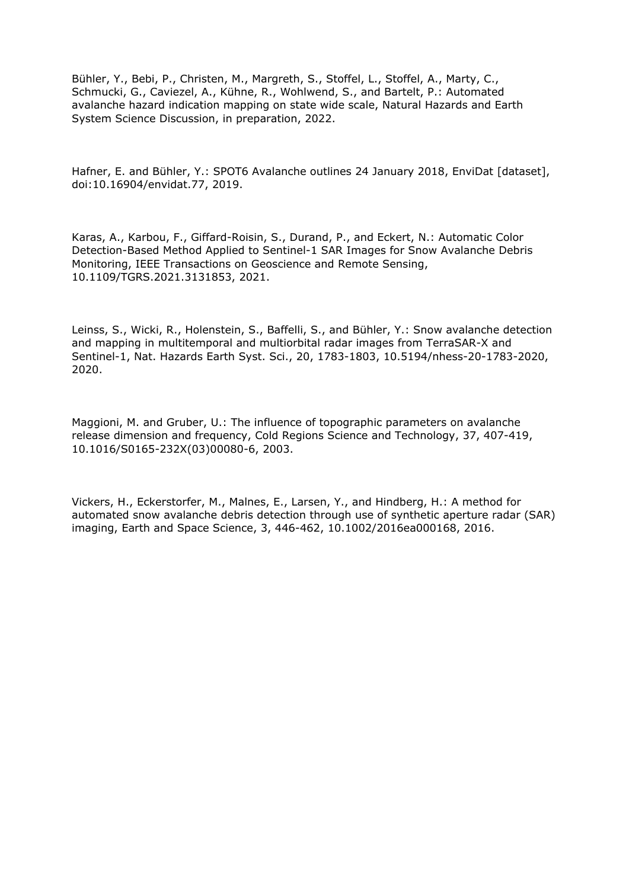Bühler, Y., Bebi, P., Christen, M., Margreth, S., Stoffel, L., Stoffel, A., Marty, C., Schmucki, G., Caviezel, A., Kühne, R., Wohlwend, S., and Bartelt, P.: Automated avalanche hazard indication mapping on state wide scale, Natural Hazards and Earth System Science Discussion, in preparation, 2022.

Hafner, E. and Bühler, Y.: SPOT6 Avalanche outlines 24 January 2018, EnviDat [dataset], doi:10.16904/envidat.77, 2019.

Karas, A., Karbou, F., Giffard-Roisin, S., Durand, P., and Eckert, N.: Automatic Color Detection-Based Method Applied to Sentinel-1 SAR Images for Snow Avalanche Debris Monitoring, IEEE Transactions on Geoscience and Remote Sensing, 10.1109/TGRS.2021.3131853, 2021.

Leinss, S., Wicki, R., Holenstein, S., Baffelli, S., and Bühler, Y.: Snow avalanche detection and mapping in multitemporal and multiorbital radar images from TerraSAR-X and Sentinel-1, Nat. Hazards Earth Syst. Sci., 20, 1783-1803, 10.5194/nhess-20-1783-2020, 2020.

Maggioni, M. and Gruber, U.: The influence of topographic parameters on avalanche release dimension and frequency, Cold Regions Science and Technology, 37, 407-419, 10.1016/S0165-232X(03)00080-6, 2003.

Vickers, H., Eckerstorfer, M., Malnes, E., Larsen, Y., and Hindberg, H.: A method for automated snow avalanche debris detection through use of synthetic aperture radar (SAR) imaging, Earth and Space Science, 3, 446-462, 10.1002/2016ea000168, 2016.